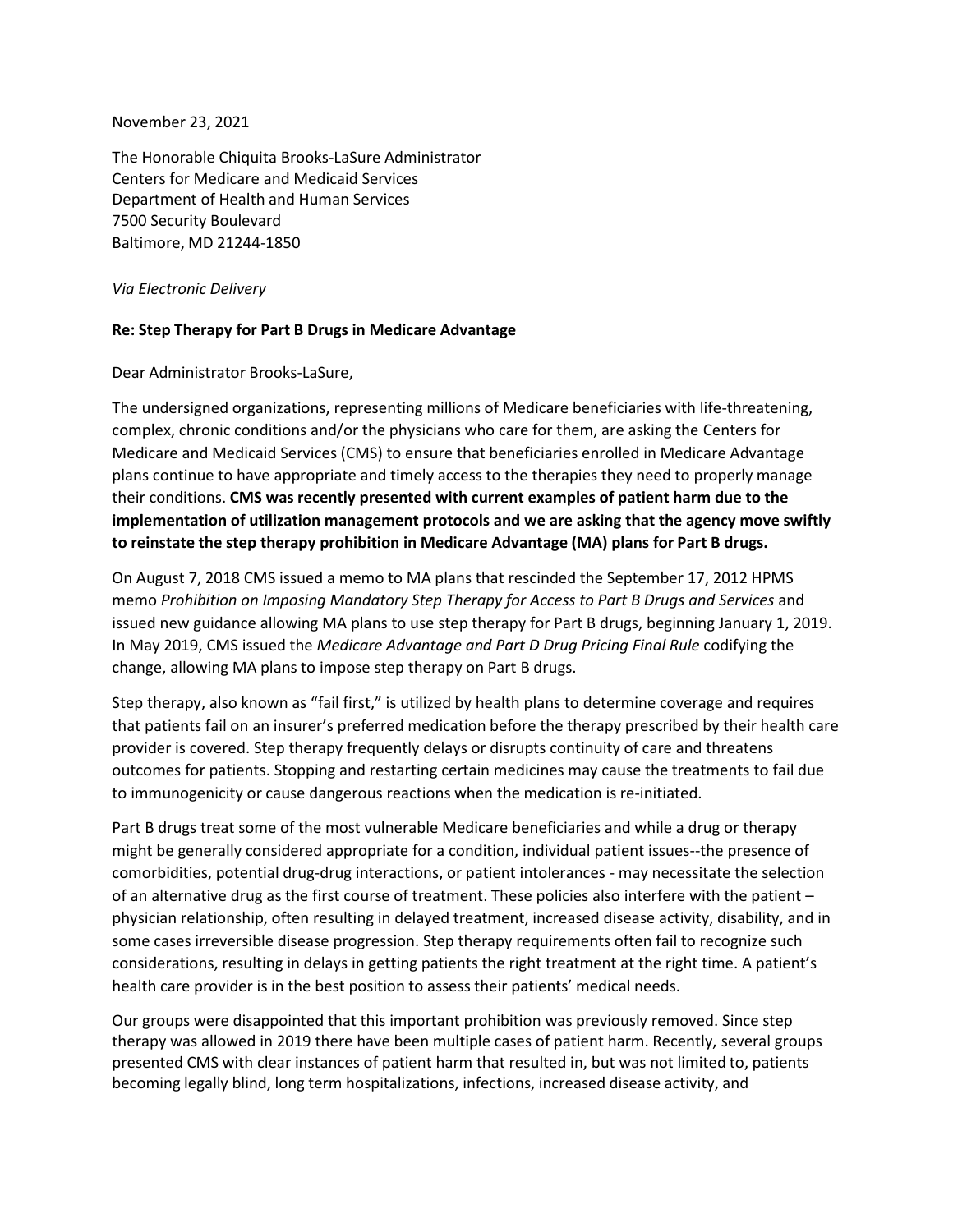November 23, 2021

The Honorable Chiquita Brooks-LaSure Administrator
Centers for Medicare and Medicaid Services
Department of Health and Human Services
7500 Security Boulevard
Baltimore, MD 21244-1850

*Via Electronic Delivery*

**Re: Step Therapy for Part B Drugs in Medicare Advantage**

Dear Administrator Brooks-LaSure,

The undersigned organizations, representing millions of Medicare beneficiaries with life-threatening, complex, chronic conditions and/or the physicians who care for them, are asking the Centers for Medicare and Medicaid Services (CMS) to ensure that beneficiaries enrolled in Medicare Advantage plans continue to have appropriate and timely access to the therapies they need to properly manage their conditions. **CMS was recently presented with current examples of patient harm due to the implementation of utilization management protocols and we are asking that the agency move swiftly to reinstate the step therapy prohibition in Medicare Advantage (MA) plans for Part B drugs.**

On August 7, 2018 CMS issued a memo to MA plans that rescinded the September 17, 2012 HPMS memo *Prohibition on Imposing Mandatory Step Therapy for Access to Part B Drugs and Services* and issued new guidance allowing MA plans to use step therapy for Part B drugs, beginning January 1, 2019. In May 2019, CMS issued the *Medicare Advantage and Part D Drug Pricing Final Rule* codifying the change, allowing MA plans to impose step therapy on Part B drugs.

Step therapy, also known as "fail first," is utilized by health plans to determine coverage and requires that patients fail on an insurer's preferred medication before the therapy prescribed by their health care provider is covered. Step therapy frequently delays or disrupts continuity of care and threatens outcomes for patients. Stopping and restarting certain medicines may cause the treatments to fail due to immunogenicity or cause dangerous reactions when the medication is re-initiated.

Part B drugs treat some of the most vulnerable Medicare beneficiaries and while a drug or therapy might be generally considered appropriate for a condition, individual patient issues--the presence of comorbidities, potential drug-drug interactions, or patient intolerances - may necessitate the selection of an alternative drug as the first course of treatment. These policies also interfere with the patient – physician relationship, often resulting in delayed treatment, increased disease activity, disability, and in some cases irreversible disease progression. Step therapy requirements often fail to recognize such considerations, resulting in delays in getting patients the right treatment at the right time. A patient's health care provider is in the best position to assess their patients' medical needs.

Our groups were disappointed that this important prohibition was previously removed. Since step therapy was allowed in 2019 there have been multiple cases of patient harm. Recently, several groups presented CMS with clear instances of patient harm that resulted in, but was not limited to, patients becoming legally blind, long term hospitalizations, infections, increased disease activity, and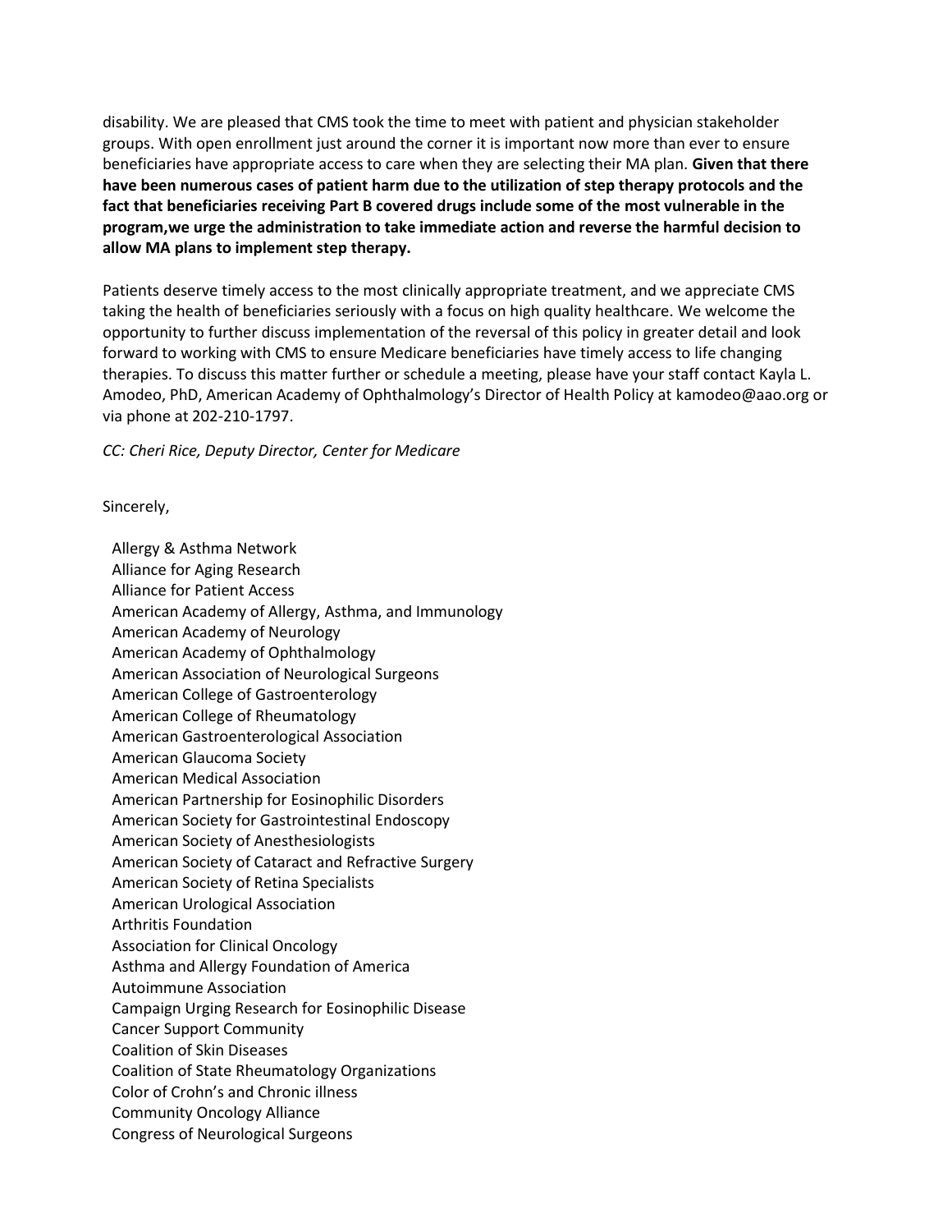disability. We are pleased that CMS took the time to meet with patient and physician stakeholder groups. With open enrollment just around the corner it is important now more than ever to ensure beneficiaries have appropriate access to care when they are selecting their MA plan. **Given that there have been numerous cases of patient harm due to the utilization of step therapy protocols and the fact that beneficiaries receiving Part B covered drugs include some of the most vulnerable in the program,we urge the administration to take immediate action and reverse the harmful decision to allow MA plans to implement step therapy.**

Patients deserve timely access to the most clinically appropriate treatment, and we appreciate CMS taking the health of beneficiaries seriously with a focus on high quality healthcare. We welcome the opportunity to further discuss implementation of the reversal of this policy in greater detail and look forward to working with CMS to ensure Medicare beneficiaries have timely access to life changing therapies. To discuss this matter further or schedule a meeting, please have your staff contact Kayla L. Amodeo, PhD, American Academy of Ophthalmology's Director of Health Policy at kamodeo@aao.org or via phone at 202-210-1797.

*CC: Cheri Rice, Deputy Director, Center for Medicare*

Sincerely,

Allergy & Asthma Network
Alliance for Aging Research
Alliance for Patient Access
American Academy of Allergy, Asthma, and Immunology
American Academy of Neurology
American Academy of Ophthalmology
American Association of Neurological Surgeons
American College of Gastroenterology
American College of Rheumatology
American Gastroenterological Association
American Glaucoma Society
American Medical Association
American Partnership for Eosinophilic Disorders
American Society for Gastrointestinal Endoscopy
American Society of Anesthesiologists
American Society of Cataract and Refractive Surgery
American Society of Retina Specialists
American Urological Association
Arthritis Foundation
Association for Clinical Oncology
Asthma and Allergy Foundation of America
Autoimmune Association
Campaign Urging Research for Eosinophilic Disease
Cancer Support Community
Coalition of Skin Diseases
Coalition of State Rheumatology Organizations
Color of Crohn's and Chronic illness
Community Oncology Alliance
Congress of Neurological Surgeons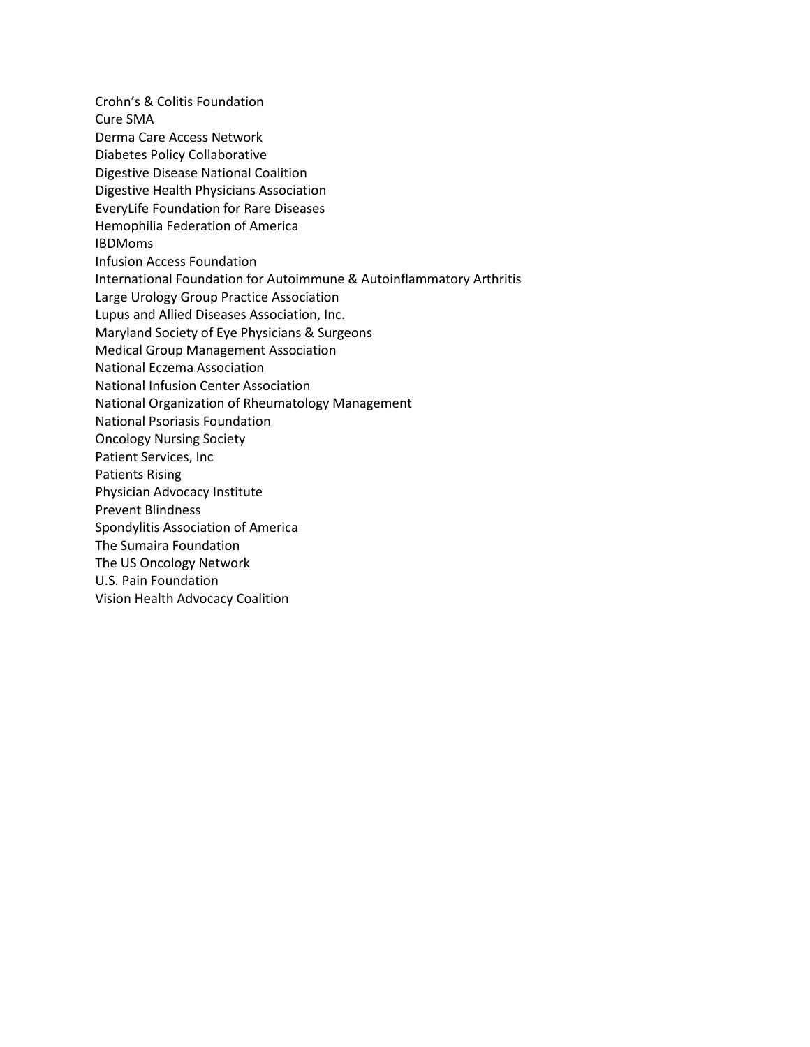Crohn's & Colitis Foundation
Cure SMA
Derma Care Access Network
Diabetes Policy Collaborative
Digestive Disease National Coalition
Digestive Health Physicians Association
EveryLife Foundation for Rare Diseases
Hemophilia Federation of America
IBDMoms
Infusion Access Foundation
International Foundation for Autoimmune & Autoinflammatory Arthritis
Large Urology Group Practice Association
Lupus and Allied Diseases Association, Inc.
Maryland Society of Eye Physicians & Surgeons
Medical Group Management Association
National Eczema Association
National Infusion Center Association
National Organization of Rheumatology Management
National Psoriasis Foundation
Oncology Nursing Society
Patient Services, Inc
Patients Rising
Physician Advocacy Institute
Prevent Blindness
Spondylitis Association of America
The Sumaira Foundation
The US Oncology Network
U.S. Pain Foundation
Vision Health Advocacy Coalition